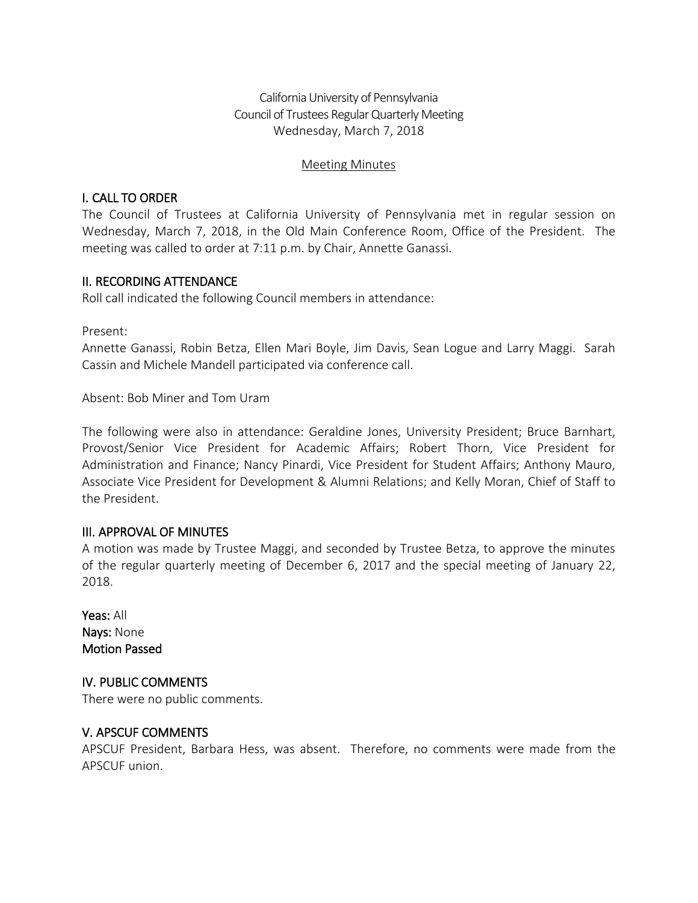California University of Pennsylvania
Council of Trustees Regular Quarterly Meeting
Wednesday, March 7, 2018

<u>Meeting Minutes</u>

## I. CALL TO ORDER

The Council of Trustees at California University of Pennsylvania met in regular session on Wednesday, March 7, 2018, in the Old Main Conference Room, Office of the President. The meeting was called to order at 7:11 p.m. by Chair, Annette Ganassi.

## II. RECORDING ATTENDANCE

Roll call indicated the following Council members in attendance:

Present:
Annette Ganassi, Robin Betza, Ellen Mari Boyle, Jim Davis, Sean Logue and Larry Maggi. Sarah Cassin and Michele Mandell participated via conference call.

Absent: Bob Miner and Tom Uram

The following were also in attendance: Geraldine Jones, University President; Bruce Barnhart, Provost/Senior Vice President for Academic Affairs; Robert Thorn, Vice President for Administration and Finance; Nancy Pinardi, Vice President for Student Affairs; Anthony Mauro, Associate Vice President for Development & Alumni Relations; and Kelly Moran, Chief of Staff to the President.

## III. APPROVAL OF MINUTES

A motion was made by Trustee Maggi, and seconded by Trustee Betza, to approve the minutes of the regular quarterly meeting of December 6, 2017 and the special meeting of January 22, 2018.

**Yeas:** All
**Nays:** None
**Motion Passed**

## IV. PUBLIC COMMENTS

There were no public comments.

## V. APSCUF COMMENTS

APSCUF President, Barbara Hess, was absent. Therefore, no comments were made from the APSCUF union.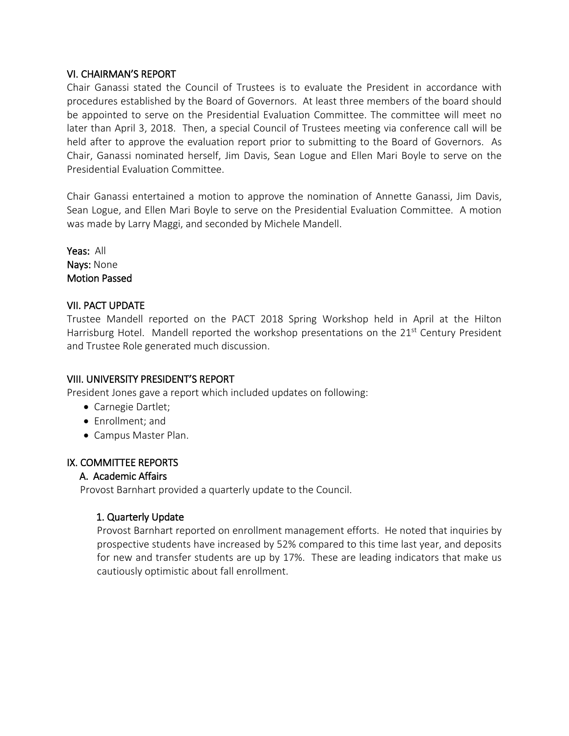## VI. CHAIRMAN'S REPORT

Chair Ganassi stated the Council of Trustees is to evaluate the President in accordance with procedures established by the Board of Governors. At least three members of the board should be appointed to serve on the Presidential Evaluation Committee. The committee will meet no later than April 3, 2018. Then, a special Council of Trustees meeting via conference call will be held after to approve the evaluation report prior to submitting to the Board of Governors. As Chair, Ganassi nominated herself, Jim Davis, Sean Logue and Ellen Mari Boyle to serve on the Presidential Evaluation Committee.

Chair Ganassi entertained a motion to approve the nomination of Annette Ganassi, Jim Davis, Sean Logue, and Ellen Mari Boyle to serve on the Presidential Evaluation Committee. A motion was made by Larry Maggi, and seconded by Michele Mandell.

**Yeas:** All
**Nays:** None
**Motion Passed**

## VII. PACT UPDATE

Trustee Mandell reported on the PACT 2018 Spring Workshop held in April at the Hilton Harrisburg Hotel. Mandell reported the workshop presentations on the 21st Century President and Trustee Role generated much discussion.

## VIII. UNIVERSITY PRESIDENT'S REPORT

President Jones gave a report which included updates on following:

- Carnegie Dartlet;
- Enrollment; and
- Campus Master Plan.

## IX. COMMITTEE REPORTS

### A. Academic Affairs

Provost Barnhart provided a quarterly update to the Council.

#### 1. Quarterly Update

Provost Barnhart reported on enrollment management efforts. He noted that inquiries by prospective students have increased by 52% compared to this time last year, and deposits for new and transfer students are up by 17%. These are leading indicators that make us cautiously optimistic about fall enrollment.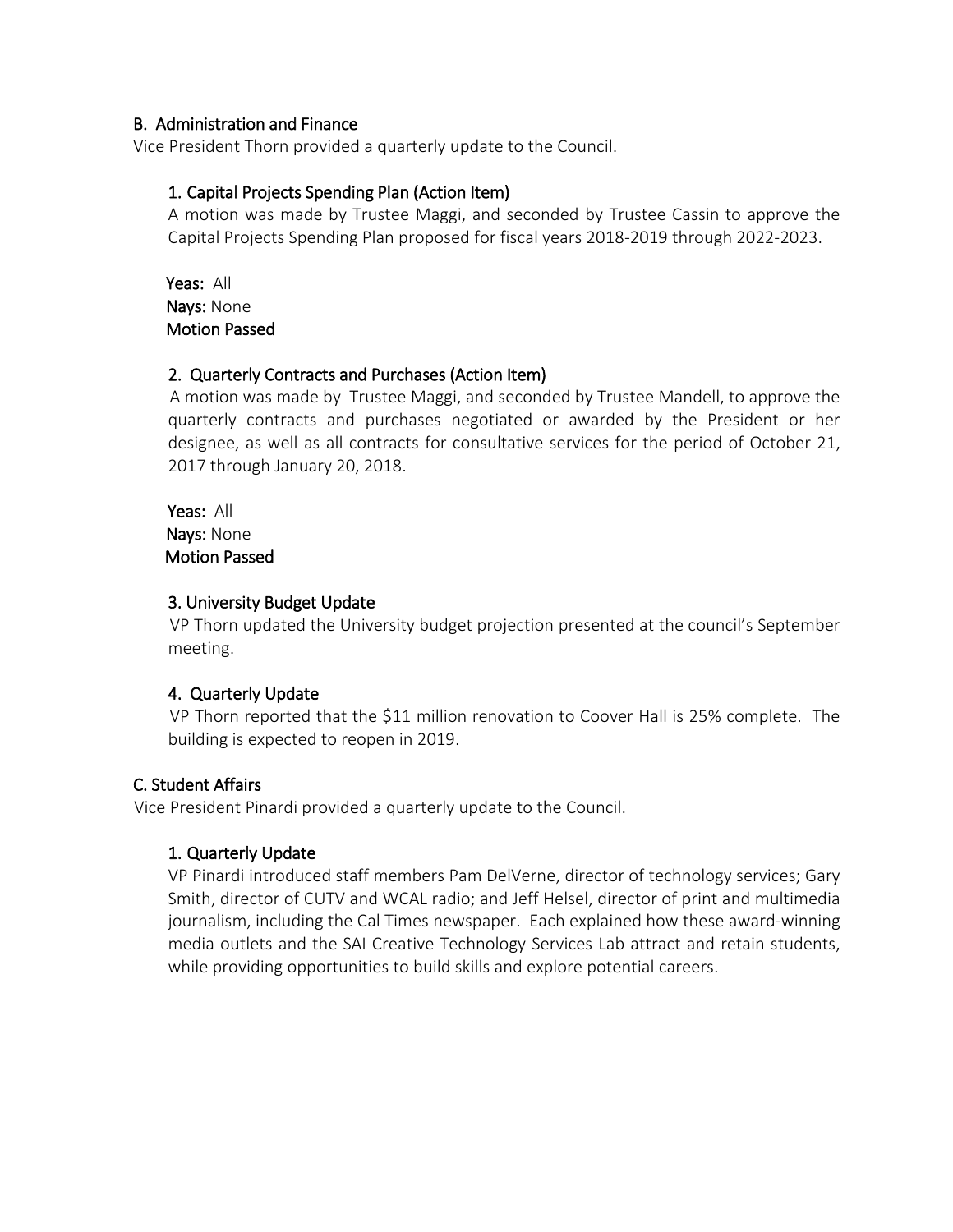## B. Administration and Finance

Vice President Thorn provided a quarterly update to the Council.

### 1. Capital Projects Spending Plan (Action Item)

A motion was made by Trustee Maggi, and seconded by Trustee Cassin to approve the Capital Projects Spending Plan proposed for fiscal years 2018-2019 through 2022-2023.

**Yeas:** All
**Nays:** None
**Motion Passed**

### 2. Quarterly Contracts and Purchases (Action Item)

A motion was made by Trustee Maggi, and seconded by Trustee Mandell, to approve the quarterly contracts and purchases negotiated or awarded by the President or her designee, as well as all contracts for consultative services for the period of October 21, 2017 through January 20, 2018.

**Yeas:** All
**Nays:** None
**Motion Passed**

### 3. University Budget Update

VP Thorn updated the University budget projection presented at the council's September meeting.

### 4. Quarterly Update

VP Thorn reported that the $11 million renovation to Coover Hall is 25% complete. The building is expected to reopen in 2019.

## C. Student Affairs

Vice President Pinardi provided a quarterly update to the Council.

### 1. Quarterly Update

VP Pinardi introduced staff members Pam DelVerne, director of technology services; Gary Smith, director of CUTV and WCAL radio; and Jeff Helsel, director of print and multimedia journalism, including the Cal Times newspaper. Each explained how these award-winning media outlets and the SAI Creative Technology Services Lab attract and retain students, while providing opportunities to build skills and explore potential careers.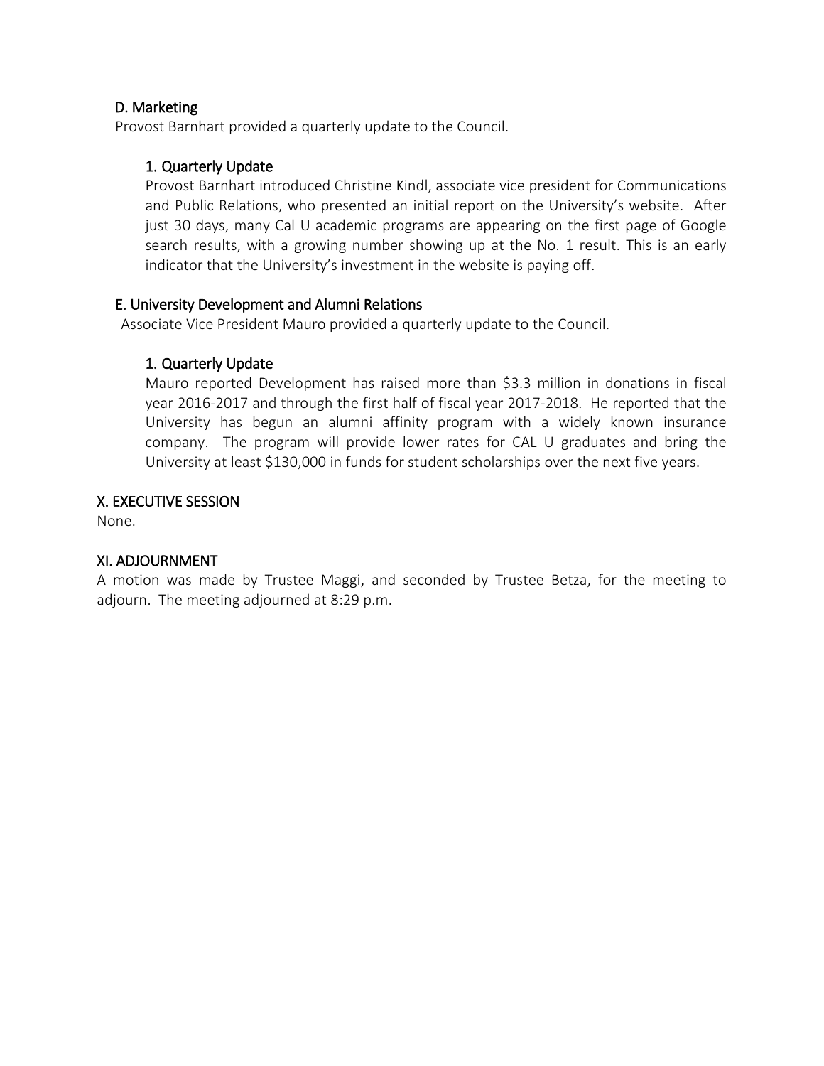### D. Marketing

Provost Barnhart provided a quarterly update to the Council.

#### 1. Quarterly Update

Provost Barnhart introduced Christine Kindl, associate vice president for Communications and Public Relations, who presented an initial report on the University's website. After just 30 days, many Cal U academic programs are appearing on the first page of Google search results, with a growing number showing up at the No. 1 result. This is an early indicator that the University's investment in the website is paying off.

### E. University Development and Alumni Relations

Associate Vice President Mauro provided a quarterly update to the Council.

#### 1. Quarterly Update

Mauro reported Development has raised more than $3.3 million in donations in fiscal year 2016-2017 and through the first half of fiscal year 2017-2018. He reported that the University has begun an alumni affinity program with a widely known insurance company. The program will provide lower rates for CAL U graduates and bring the University at least $130,000 in funds for student scholarships over the next five years.

## X. EXECUTIVE SESSION

None.

## XI. ADJOURNMENT

A motion was made by Trustee Maggi, and seconded by Trustee Betza, for the meeting to adjourn. The meeting adjourned at 8:29 p.m.